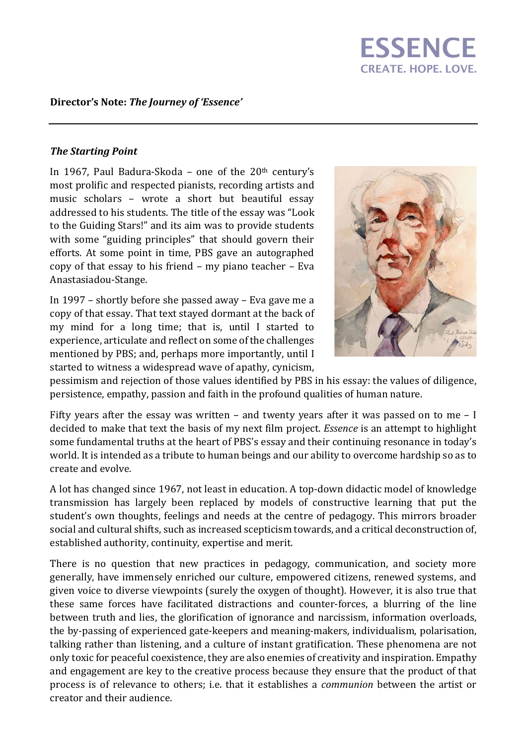ESSENCE

CREATE. HOPE. LOVE.

**Director's Note: *The Journey of 'Essence'***

---

***The Starting Point***

In 1967, Paul Badura-Skoda – one of the 20th century's most prolific and respected pianists, recording artists and music scholars – wrote a short but beautiful essay addressed to his students. The title of the essay was "Look to the Guiding Stars!" and its aim was to provide students with some "guiding principles" that should govern their efforts. At some point in time, PBS gave an autographed copy of that essay to his friend – my piano teacher – Eva Anastasiadou-Stange.

In 1997 – shortly before she passed away – Eva gave me a copy of that essay. That text stayed dormant at the back of my mind for a long time; that is, until I started to experience, articulate and reflect on some of the challenges mentioned by PBS; and, perhaps more importantly, until I started to witness a widespread wave of apathy, cynicism, pessimism and rejection of those values identified by PBS in his essay: the values of diligence, persistence, empathy, passion and faith in the profound qualities of human nature.

Fifty years after the essay was written – and twenty years after it was passed on to me – I decided to make that text the basis of my next film project. *Essence* is an attempt to highlight some fundamental truths at the heart of PBS's essay and their continuing resonance in today's world. It is intended as a tribute to human beings and our ability to overcome hardship so as to create and evolve.

A lot has changed since 1967, not least in education. A top-down didactic model of knowledge transmission has largely been replaced by models of constructive learning that put the student's own thoughts, feelings and needs at the centre of pedagogy. This mirrors broader social and cultural shifts, such as increased scepticism towards, and a critical deconstruction of, established authority, continuity, expertise and merit.

There is no question that new practices in pedagogy, communication, and society more generally, have immensely enriched our culture, empowered citizens, renewed systems, and given voice to diverse viewpoints (surely the oxygen of thought). However, it is also true that these same forces have facilitated distractions and counter-forces, a blurring of the line between truth and lies, the glorification of ignorance and narcissism, information overloads, the by-passing of experienced gate-keepers and meaning-makers, individualism, polarisation, talking rather than listening, and a culture of instant gratification. These phenomena are not only toxic for peaceful coexistence, they are also enemies of creativity and inspiration. Empathy and engagement are key to the creative process because they ensure that the product of that process is of relevance to others; i.e. that it establishes a *communion* between the artist or creator and their audience.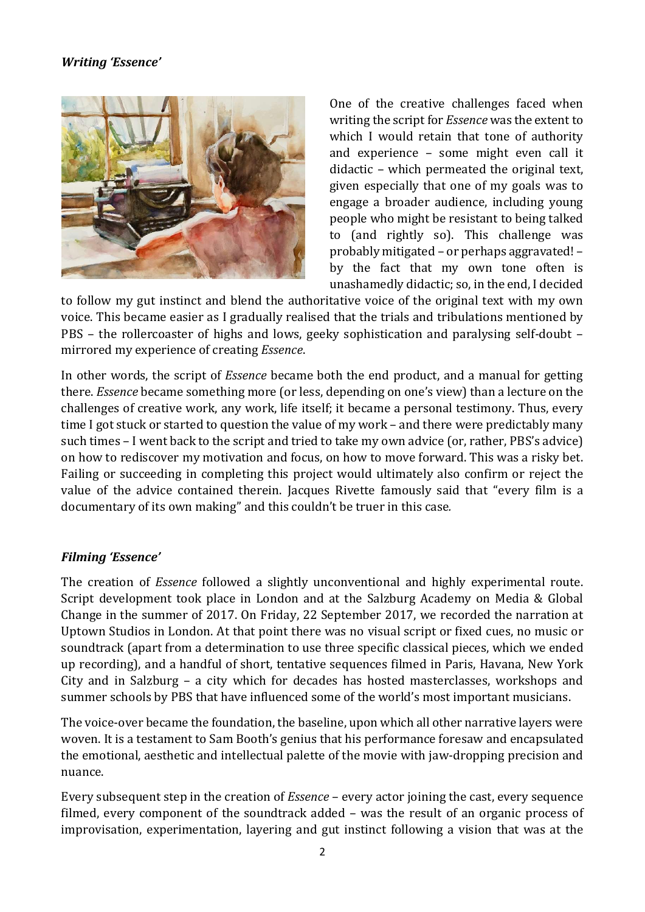### *Writing 'Essence'*

One of the creative challenges faced when writing the script for *Essence* was the extent to which I would retain that tone of authority and experience – some might even call it didactic – which permeated the original text, given especially that one of my goals was to engage a broader audience, including young people who might be resistant to being talked to (and rightly so). This challenge was probably mitigated – or perhaps aggravated! – by the fact that my own tone often is unashamedly didactic; so, in the end, I decided to follow my gut instinct and blend the authoritative voice of the original text with my own voice. This became easier as I gradually realised that the trials and tribulations mentioned by PBS – the rollercoaster of highs and lows, geeky sophistication and paralysing self-doubt – mirrored my experience of creating *Essence*.

In other words, the script of *Essence* became both the end product, and a manual for getting there. *Essence* became something more (or less, depending on one's view) than a lecture on the challenges of creative work, any work, life itself; it became a personal testimony. Thus, every time I got stuck or started to question the value of my work – and there were predictably many such times – I went back to the script and tried to take my own advice (or, rather, PBS's advice) on how to rediscover my motivation and focus, on how to move forward. This was a risky bet. Failing or succeeding in completing this project would ultimately also confirm or reject the value of the advice contained therein. Jacques Rivette famously said that "every film is a documentary of its own making" and this couldn't be truer in this case.

### *Filming 'Essence'*

The creation of *Essence* followed a slightly unconventional and highly experimental route. Script development took place in London and at the Salzburg Academy on Media & Global Change in the summer of 2017. On Friday, 22 September 2017, we recorded the narration at Uptown Studios in London. At that point there was no visual script or fixed cues, no music or soundtrack (apart from a determination to use three specific classical pieces, which we ended up recording), and a handful of short, tentative sequences filmed in Paris, Havana, New York City and in Salzburg – a city which for decades has hosted masterclasses, workshops and summer schools by PBS that have influenced some of the world's most important musicians.

The voice-over became the foundation, the baseline, upon which all other narrative layers were woven. It is a testament to Sam Booth's genius that his performance foresaw and encapsulated the emotional, aesthetic and intellectual palette of the movie with jaw-dropping precision and nuance.

Every subsequent step in the creation of *Essence* – every actor joining the cast, every sequence filmed, every component of the soundtrack added – was the result of an organic process of improvisation, experimentation, layering and gut instinct following a vision that was at the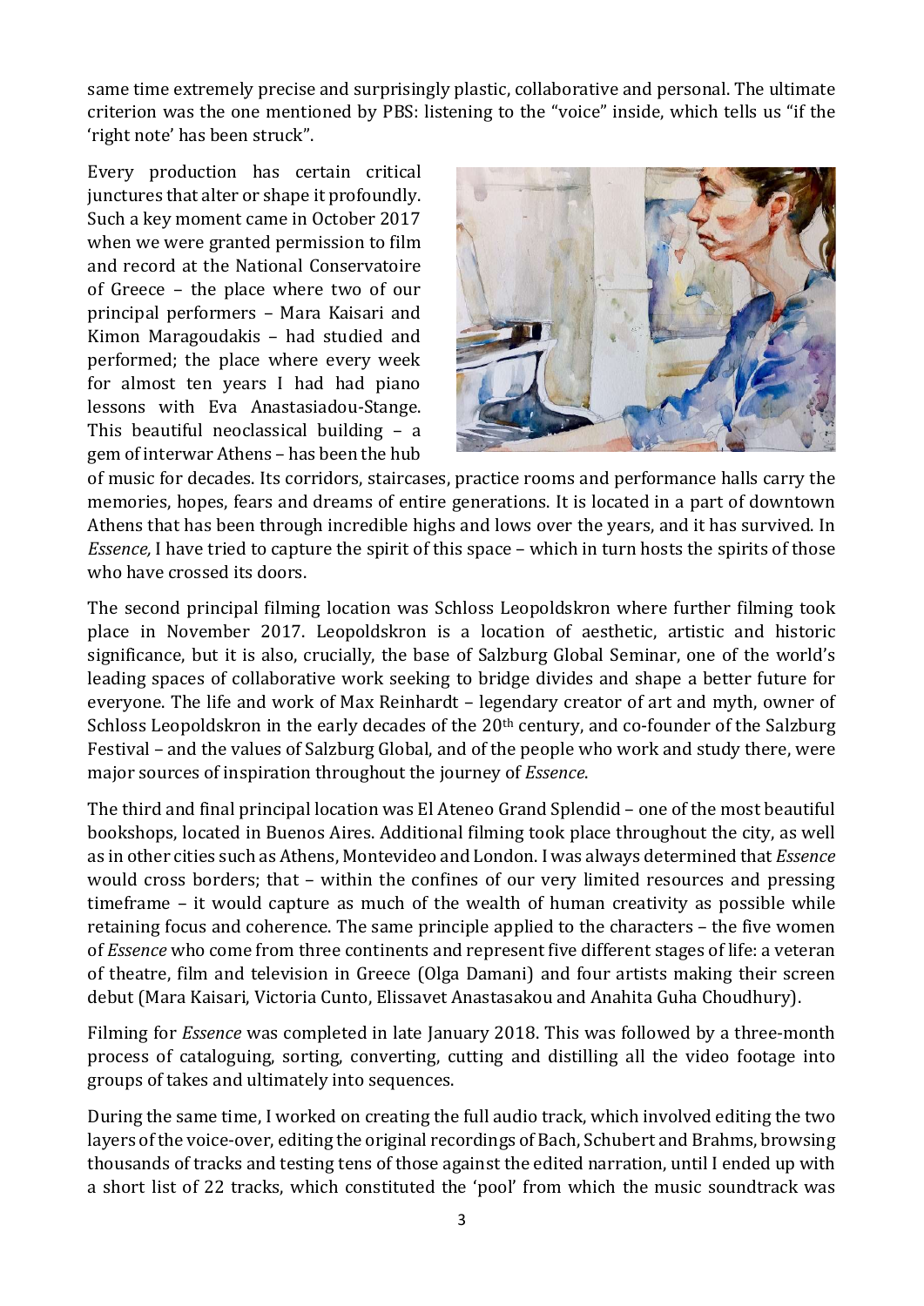same time extremely precise and surprisingly plastic, collaborative and personal. The ultimate criterion was the one mentioned by PBS: listening to the "voice" inside, which tells us "if the 'right note' has been struck".

Every production has certain critical junctures that alter or shape it profoundly. Such a key moment came in October 2017 when we were granted permission to film and record at the National Conservatoire of Greece – the place where two of our principal performers – Mara Kaisari and Kimon Maragoudakis – had studied and performed; the place where every week for almost ten years I had had piano lessons with Eva Anastasiadou-Stange. This beautiful neoclassical building – a gem of interwar Athens – has been the hub of music for decades. Its corridors, staircases, practice rooms and performance halls carry the memories, hopes, fears and dreams of entire generations. It is located in a part of downtown Athens that has been through incredible highs and lows over the years, and it has survived. In *Essence,* I have tried to capture the spirit of this space – which in turn hosts the spirits of those who have crossed its doors.

The second principal filming location was Schloss Leopoldskron where further filming took place in November 2017. Leopoldskron is a location of aesthetic, artistic and historic significance, but it is also, crucially, the base of Salzburg Global Seminar, one of the world's leading spaces of collaborative work seeking to bridge divides and shape a better future for everyone. The life and work of Max Reinhardt – legendary creator of art and myth, owner of Schloss Leopoldskron in the early decades of the 20th century, and co-founder of the Salzburg Festival – and the values of Salzburg Global, and of the people who work and study there, were major sources of inspiration throughout the journey of *Essence*.

The third and final principal location was El Ateneo Grand Splendid – one of the most beautiful bookshops, located in Buenos Aires. Additional filming took place throughout the city, as well as in other cities such as Athens, Montevideo and London. I was always determined that *Essence* would cross borders; that – within the confines of our very limited resources and pressing timeframe – it would capture as much of the wealth of human creativity as possible while retaining focus and coherence. The same principle applied to the characters – the five women of *Essence* who come from three continents and represent five different stages of life: a veteran of theatre, film and television in Greece (Olga Damani) and four artists making their screen debut (Mara Kaisari, Victoria Cunto, Elissavet Anastasakou and Anahita Guha Choudhury).

Filming for *Essence* was completed in late January 2018. This was followed by a three-month process of cataloguing, sorting, converting, cutting and distilling all the video footage into groups of takes and ultimately into sequences.

During the same time, I worked on creating the full audio track, which involved editing the two layers of the voice-over, editing the original recordings of Bach, Schubert and Brahms, browsing thousands of tracks and testing tens of those against the edited narration, until I ended up with a short list of 22 tracks, which constituted the 'pool' from which the music soundtrack was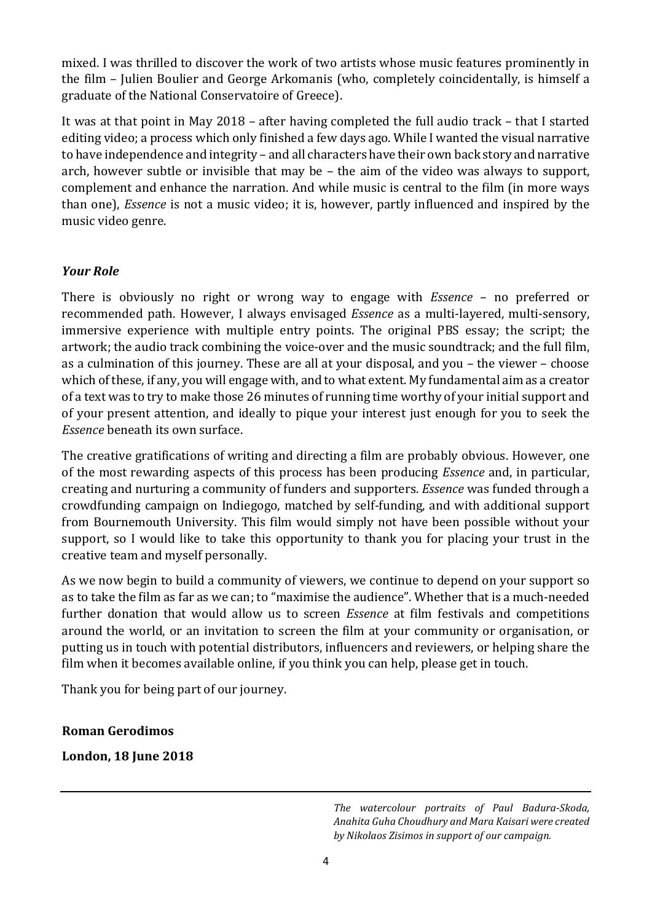mixed. I was thrilled to discover the work of two artists whose music features prominently in the film – Julien Boulier and George Arkomanis (who, completely coincidentally, is himself a graduate of the National Conservatoire of Greece).

It was at that point in May 2018 – after having completed the full audio track – that I started editing video; a process which only finished a few days ago. While I wanted the visual narrative to have independence and integrity – and all characters have their own back story and narrative arch, however subtle or invisible that may be – the aim of the video was always to support, complement and enhance the narration. And while music is central to the film (in more ways than one), *Essence* is not a music video; it is, however, partly influenced and inspired by the music video genre.

### *Your Role*

There is obviously no right or wrong way to engage with *Essence* – no preferred or recommended path. However, I always envisaged *Essence* as a multi-layered, multi-sensory, immersive experience with multiple entry points. The original PBS essay; the script; the artwork; the audio track combining the voice-over and the music soundtrack; and the full film, as a culmination of this journey. These are all at your disposal, and you – the viewer – choose which of these, if any, you will engage with, and to what extent. My fundamental aim as a creator of a text was to try to make those 26 minutes of running time worthy of your initial support and of your present attention, and ideally to pique your interest just enough for you to seek the *Essence* beneath its own surface.

The creative gratifications of writing and directing a film are probably obvious. However, one of the most rewarding aspects of this process has been producing *Essence* and, in particular, creating and nurturing a community of funders and supporters. *Essence* was funded through a crowdfunding campaign on Indiegogo, matched by self-funding, and with additional support from Bournemouth University. This film would simply not have been possible without your support, so I would like to take this opportunity to thank you for placing your trust in the creative team and myself personally.

As we now begin to build a community of viewers, we continue to depend on your support so as to take the film as far as we can; to "maximise the audience". Whether that is a much-needed further donation that would allow us to screen *Essence* at film festivals and competitions around the world, or an invitation to screen the film at your community or organisation, or putting us in touch with potential distributors, influencers and reviewers, or helping share the film when it becomes available online, if you think you can help, please get in touch.

Thank you for being part of our journey.

**Roman Gerodimos**

**London, 18 June 2018**

---

*The watercolour portraits of Paul Badura-Skoda, Anahita Guha Choudhury and Mara Kaisari were created by Nikolaos Zisimos in support of our campaign.*